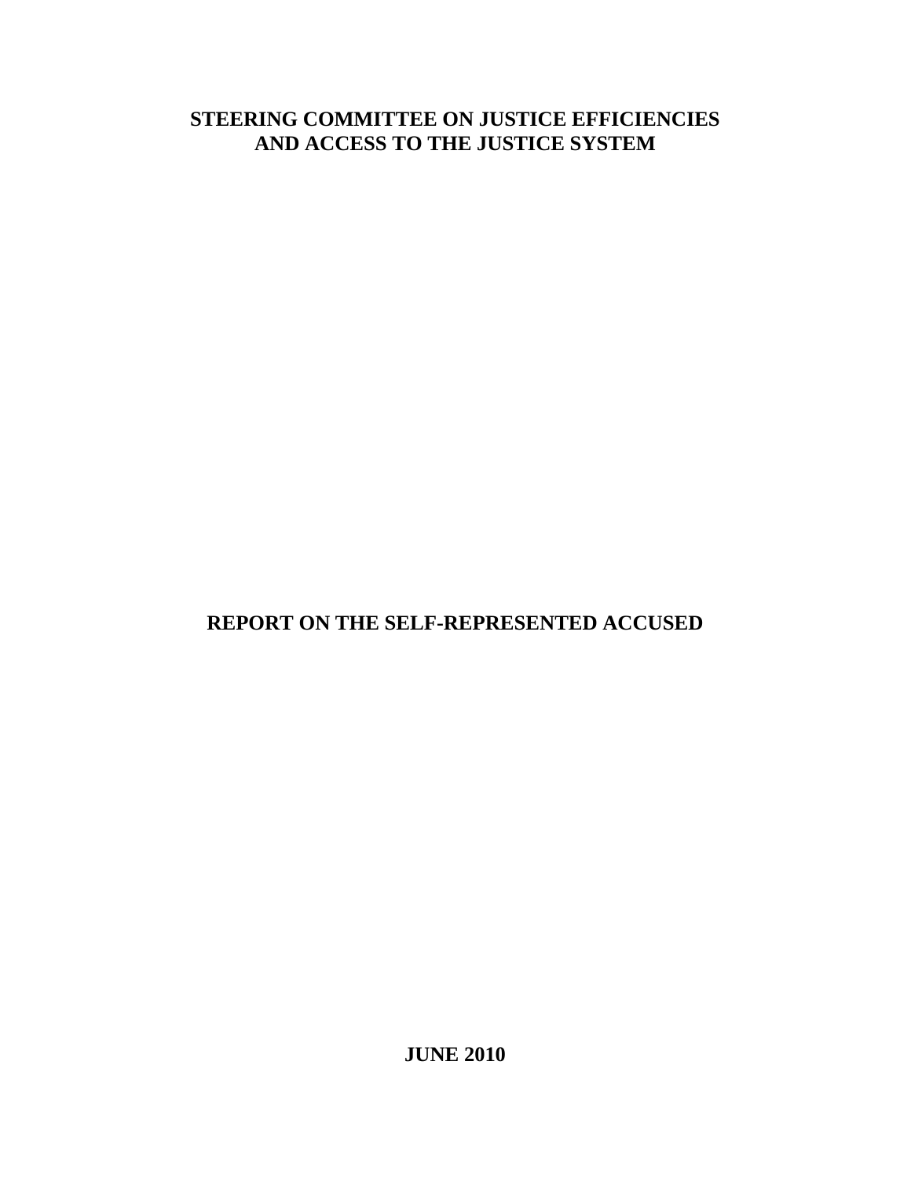# STEERING COMMITTEE ON JUSTICE EFFICIENCIES AND ACCESS TO THE JUSTICE SYSTEM

## REPORT ON THE SELF-REPRESENTED ACCUSED

**JUNE 2010**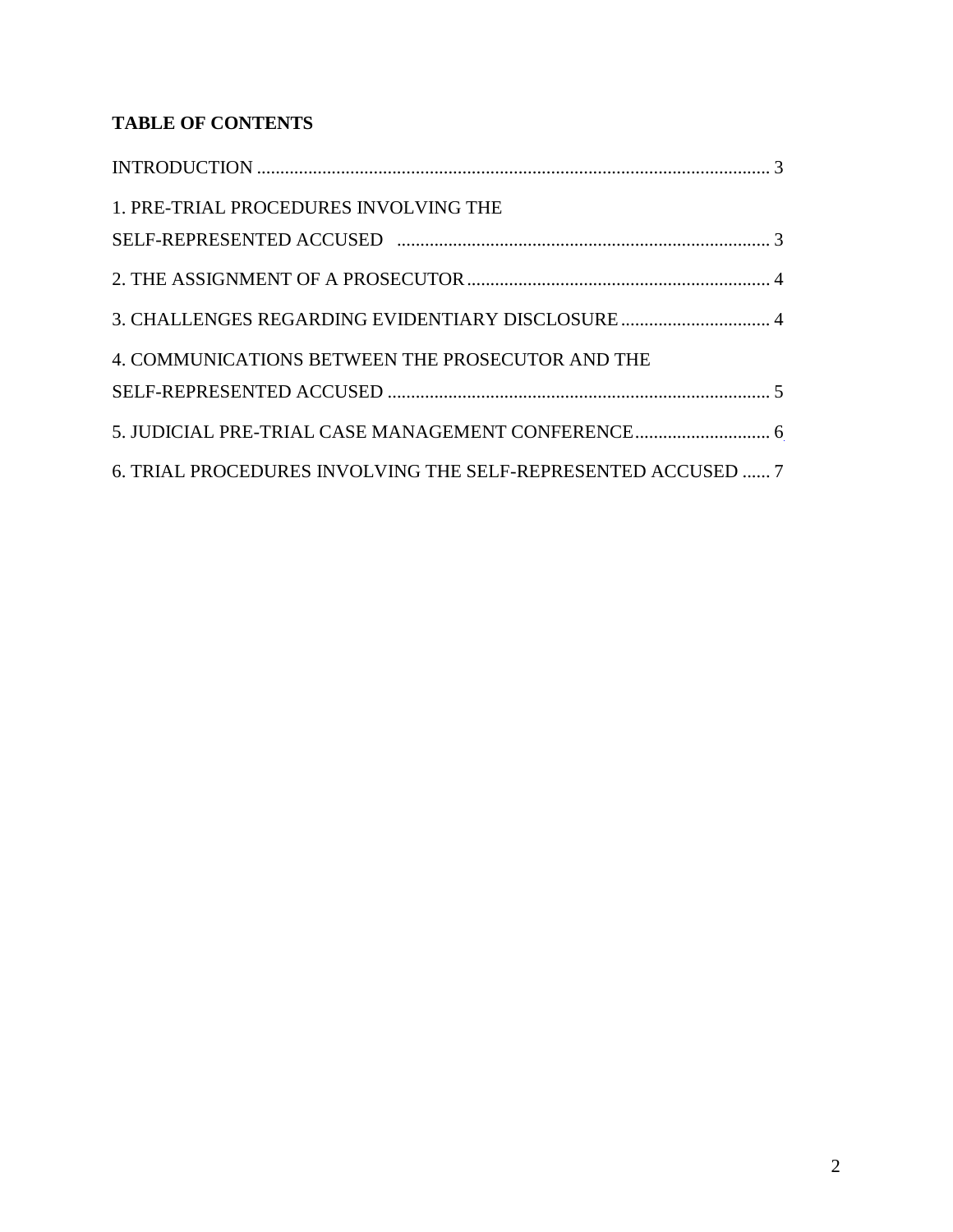**TABLE OF CONTENTS**

INTRODUCTION ............................................................................................................. 3

1. PRE-TRIAL PROCEDURES INVOLVING THE SELF-REPRESENTED ACCUSED ............................................................................... 3

2. THE ASSIGNMENT OF A PROSECUTOR ................................................................. 4

3. CHALLENGES REGARDING EVIDENTIARY DISCLOSURE ................................ 4

4. COMMUNICATIONS BETWEEN THE PROSECUTOR AND THE SELF-REPRESENTED ACCUSED .................................................................................. 5

5. JUDICIAL PRE-TRIAL CASE MANAGEMENT CONFERENCE ............................. 6

6. TRIAL PROCEDURES INVOLVING THE SELF-REPRESENTED ACCUSED ...... 7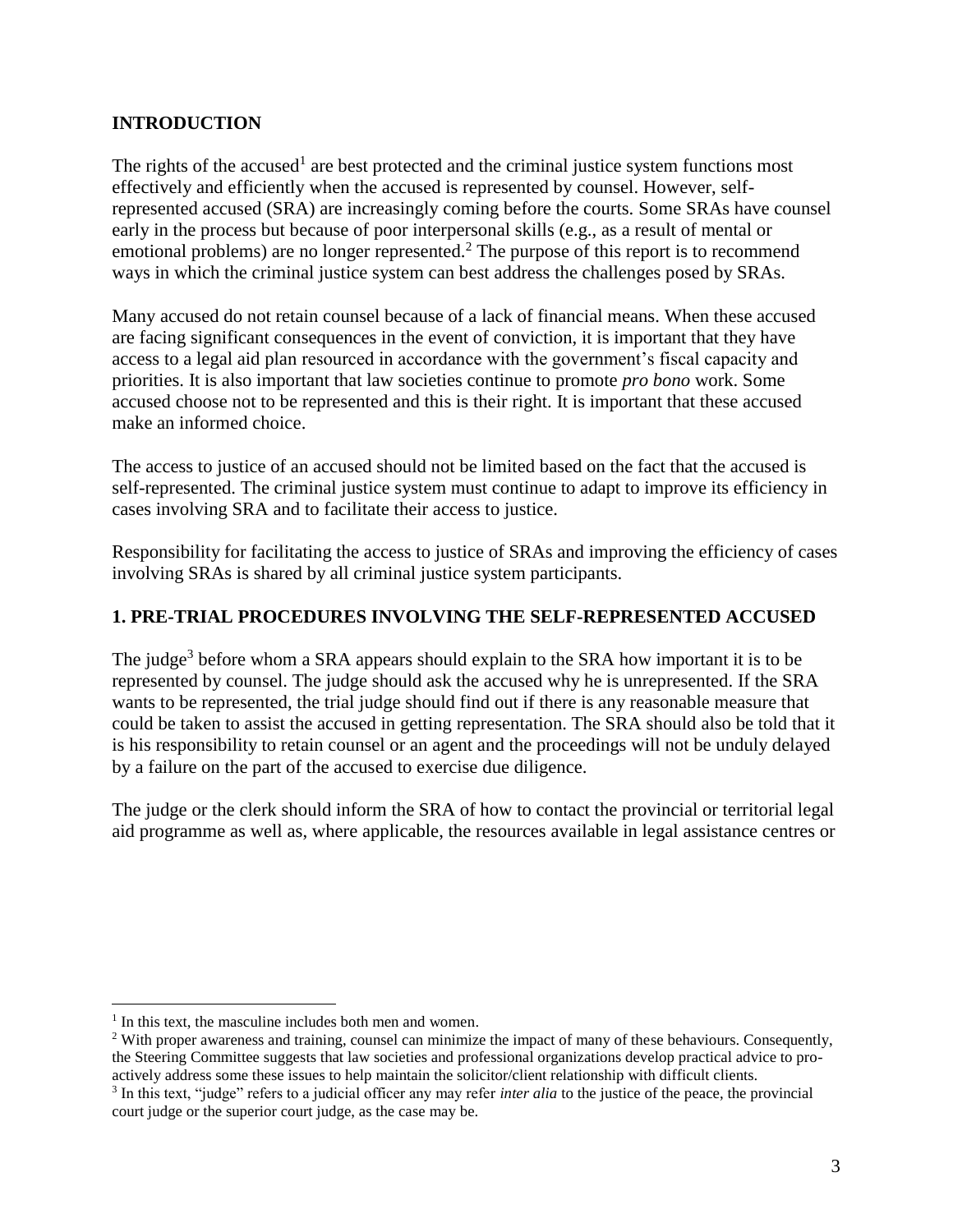## INTRODUCTION

The rights of the accused[1] are best protected and the criminal justice system functions most effectively and efficiently when the accused is represented by counsel. However, self-represented accused (SRA) are increasingly coming before the courts. Some SRAs have counsel early in the process but because of poor interpersonal skills (e.g., as a result of mental or emotional problems) are no longer represented.[2] The purpose of this report is to recommend ways in which the criminal justice system can best address the challenges posed by SRAs.

Many accused do not retain counsel because of a lack of financial means. When these accused are facing significant consequences in the event of conviction, it is important that they have access to a legal aid plan resourced in accordance with the government's fiscal capacity and priorities. It is also important that law societies continue to promote *pro bono* work. Some accused choose not to be represented and this is their right. It is important that these accused make an informed choice.

The access to justice of an accused should not be limited based on the fact that the accused is self-represented. The criminal justice system must continue to adapt to improve its efficiency in cases involving SRA and to facilitate their access to justice.

Responsibility for facilitating the access to justice of SRAs and improving the efficiency of cases involving SRAs is shared by all criminal justice system participants.

## 1. PRE-TRIAL PROCEDURES INVOLVING THE SELF-REPRESENTED ACCUSED

The judge[3] before whom a SRA appears should explain to the SRA how important it is to be represented by counsel. The judge should ask the accused why he is unrepresented. If the SRA wants to be represented, the trial judge should find out if there is any reasonable measure that could be taken to assist the accused in getting representation. The SRA should also be told that it is his responsibility to retain counsel or an agent and the proceedings will not be unduly delayed by a failure on the part of the accused to exercise due diligence.

The judge or the clerk should inform the SRA of how to contact the provincial or territorial legal aid programme as well as, where applicable, the resources available in legal assistance centres or

---

[1] In this text, the masculine includes both men and women.

[2] With proper awareness and training, counsel can minimize the impact of many of these behaviours. Consequently, the Steering Committee suggests that law societies and professional organizations develop practical advice to pro-actively address some these issues to help maintain the solicitor/client relationship with difficult clients.

[3] In this text, "judge" refers to a judicial officer any may refer *inter alia* to the justice of the peace, the provincial court judge or the superior court judge, as the case may be.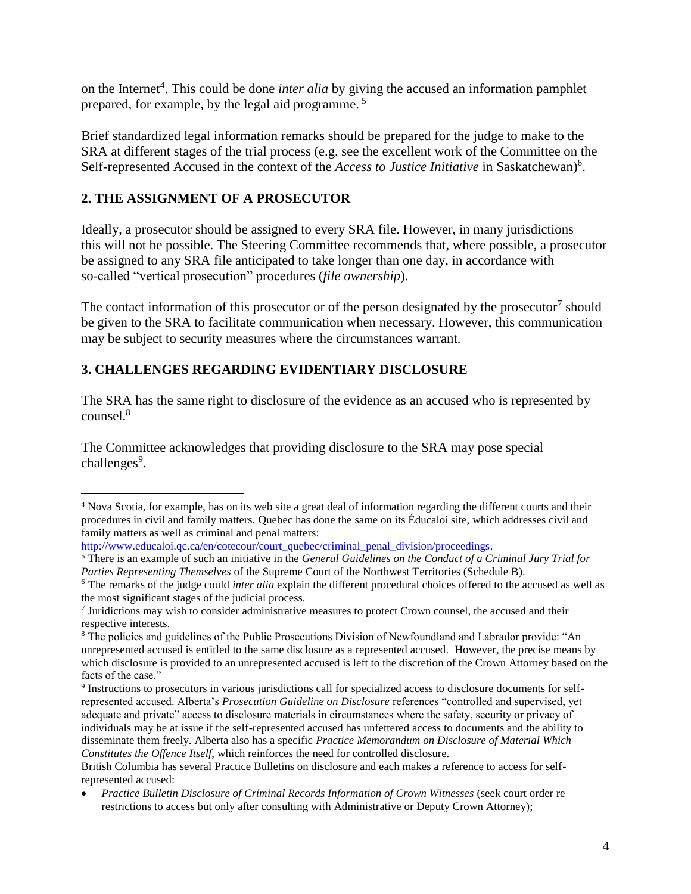on the Internet[4]. This could be done *inter alia* by giving the accused an information pamphlet prepared, for example, by the legal aid programme. [5]

Brief standardized legal information remarks should be prepared for the judge to make to the SRA at different stages of the trial process (e.g. see the excellent work of the Committee on the Self-represented Accused in the context of the *Access to Justice Initiative* in Saskatchewan)[6].

## 2. THE ASSIGNMENT OF A PROSECUTOR

Ideally, a prosecutor should be assigned to every SRA file. However, in many jurisdictions this will not be possible. The Steering Committee recommends that, where possible, a prosecutor be assigned to any SRA file anticipated to take longer than one day, in accordance with so-called "vertical prosecution" procedures (*file ownership*).

The contact information of this prosecutor or of the person designated by the prosecutor[7] should be given to the SRA to facilitate communication when necessary. However, this communication may be subject to security measures where the circumstances warrant.

## 3. CHALLENGES REGARDING EVIDENTIARY DISCLOSURE

The SRA has the same right to disclosure of the evidence as an accused who is represented by counsel.[8]

The Committee acknowledges that providing disclosure to the SRA may pose special challenges[9].

---

[4] Nova Scotia, for example, has on its web site a great deal of information regarding the different courts and their procedures in civil and family matters. Quebec has done the same on its Éducaloi site, which addresses civil and family matters as well as criminal and penal matters: http://www.educaloi.qc.ca/en/cotecour/court_quebec/criminal_penal_division/proceedings.

[5] There is an example of such an initiative in the *General Guidelines on the Conduct of a Criminal Jury Trial for Parties Representing Themselves* of the Supreme Court of the Northwest Territories (Schedule B).

[6] The remarks of the judge could *inter alia* explain the different procedural choices offered to the accused as well as the most significant stages of the judicial process.

[7] Juridictions may wish to consider administrative measures to protect Crown counsel, the accused and their respective interests.

[8] The policies and guidelines of the Public Prosecutions Division of Newfoundland and Labrador provide: "An unrepresented accused is entitled to the same disclosure as a represented accused. However, the precise means by which disclosure is provided to an unrepresented accused is left to the discretion of the Crown Attorney based on the facts of the case."

[9] Instructions to prosecutors in various jurisdictions call for specialized access to disclosure documents for self-represented accused. Alberta's *Prosecution Guideline on Disclosure* references "controlled and supervised, yet adequate and private" access to disclosure materials in circumstances where the safety, security or privacy of individuals may be at issue if the self-represented accused has unfettered access to documents and the ability to disseminate them freely. Alberta also has a specific *Practice Memorandum on Disclosure of Material Which Constitutes the Offence Itself*, which reinforces the need for controlled disclosure.

British Columbia has several Practice Bulletins on disclosure and each makes a reference to access for self-represented accused:

- *Practice Bulletin Disclosure of Criminal Records Information of Crown Witnesses* (seek court order re restrictions to access but only after consulting with Administrative or Deputy Crown Attorney);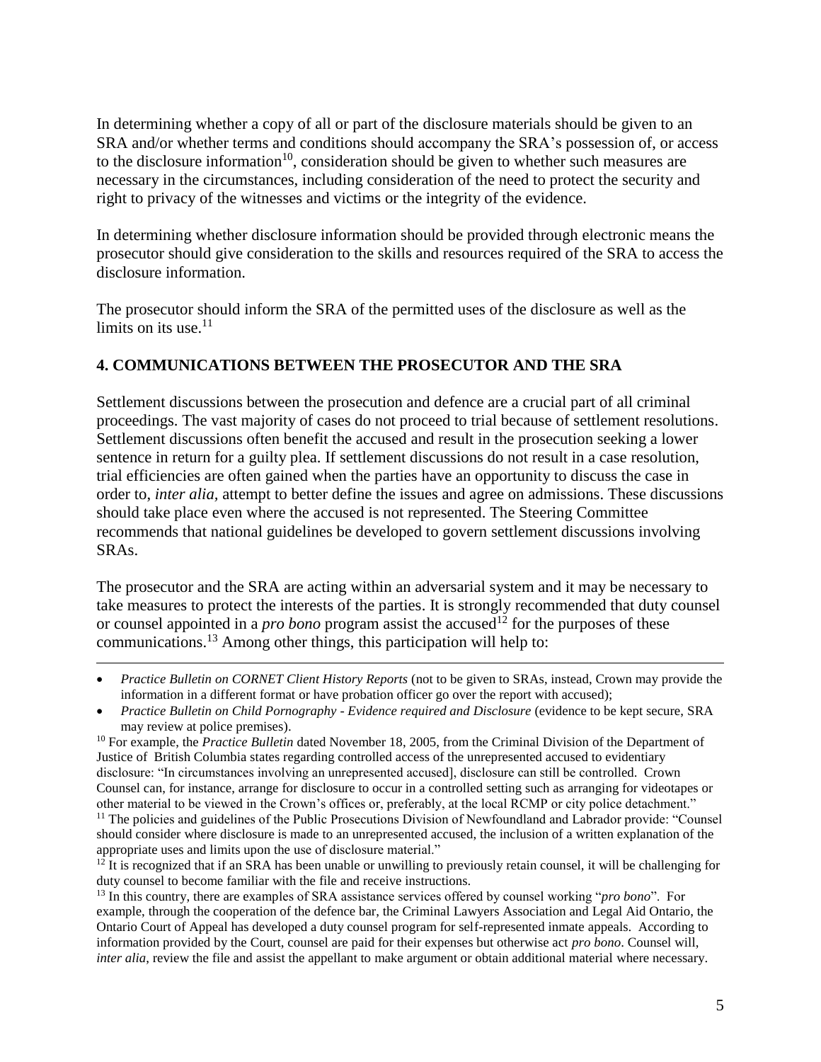In determining whether a copy of all or part of the disclosure materials should be given to an SRA and/or whether terms and conditions should accompany the SRA's possession of, or access to the disclosure information[10], consideration should be given to whether such measures are necessary in the circumstances, including consideration of the need to protect the security and right to privacy of the witnesses and victims or the integrity of the evidence.

In determining whether disclosure information should be provided through electronic means the prosecutor should give consideration to the skills and resources required of the SRA to access the disclosure information.

The prosecutor should inform the SRA of the permitted uses of the disclosure as well as the limits on its use.[11]

## 4. COMMUNICATIONS BETWEEN THE PROSECUTOR AND THE SRA

Settlement discussions between the prosecution and defence are a crucial part of all criminal proceedings. The vast majority of cases do not proceed to trial because of settlement resolutions. Settlement discussions often benefit the accused and result in the prosecution seeking a lower sentence in return for a guilty plea. If settlement discussions do not result in a case resolution, trial efficiencies are often gained when the parties have an opportunity to discuss the case in order to, *inter alia,* attempt to better define the issues and agree on admissions. These discussions should take place even where the accused is not represented. The Steering Committee recommends that national guidelines be developed to govern settlement discussions involving SRAs.

The prosecutor and the SRA are acting within an adversarial system and it may be necessary to take measures to protect the interests of the parties. It is strongly recommended that duty counsel or counsel appointed in a *pro bono* program assist the accused[12] for the purposes of these communications.[13] Among other things, this participation will help to:

---

- *Practice Bulletin on CORNET Client History Reports* (not to be given to SRAs, instead, Crown may provide the information in a different format or have probation officer go over the report with accused);
- *Practice Bulletin on Child Pornography - Evidence required and Disclosure* (evidence to be kept secure, SRA may review at police premises).

[10] For example, the *Practice Bulletin* dated November 18, 2005, from the Criminal Division of the Department of Justice of British Columbia states regarding controlled access of the unrepresented accused to evidentiary disclosure: "In circumstances involving an unrepresented accused], disclosure can still be controlled. Crown Counsel can, for instance, arrange for disclosure to occur in a controlled setting such as arranging for videotapes or other material to be viewed in the Crown's offices or, preferably, at the local RCMP or city police detachment."

[11] The policies and guidelines of the Public Prosecutions Division of Newfoundland and Labrador provide: "Counsel should consider where disclosure is made to an unrepresented accused, the inclusion of a written explanation of the appropriate uses and limits upon the use of disclosure material."

[12] It is recognized that if an SRA has been unable or unwilling to previously retain counsel, it will be challenging for duty counsel to become familiar with the file and receive instructions.

[13] In this country, there are examples of SRA assistance services offered by counsel working "*pro bono*". For example, through the cooperation of the defence bar, the Criminal Lawyers Association and Legal Aid Ontario, the Ontario Court of Appeal has developed a duty counsel program for self-represented inmate appeals. According to information provided by the Court, counsel are paid for their expenses but otherwise act *pro bono*. Counsel will, *inter alia*, review the file and assist the appellant to make argument or obtain additional material where necessary.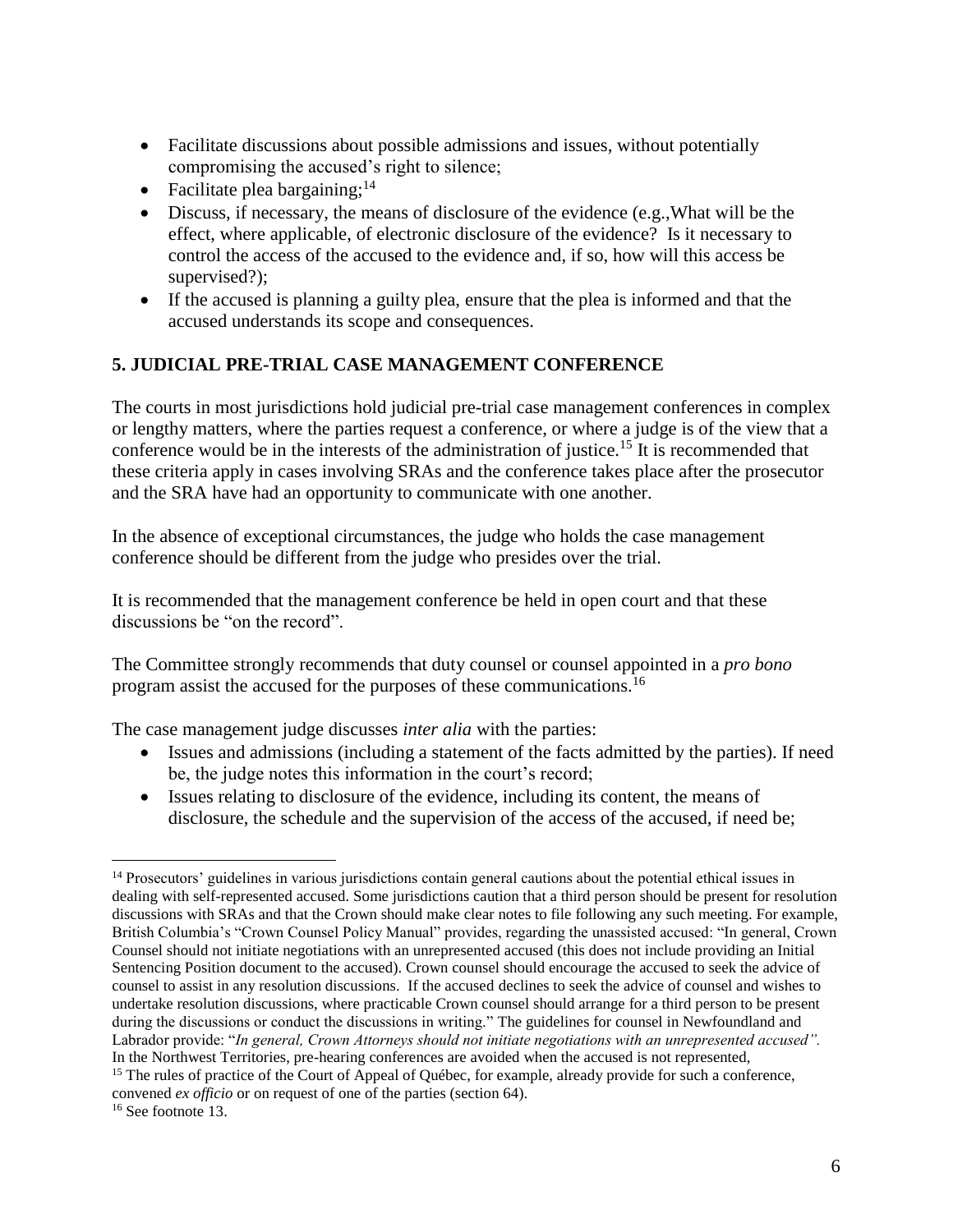- Facilitate discussions about possible admissions and issues, without potentially compromising the accused's right to silence;
- Facilitate plea bargaining;[14]
- Discuss, if necessary, the means of disclosure of the evidence (e.g.,What will be the effect, where applicable, of electronic disclosure of the evidence? Is it necessary to control the access of the accused to the evidence and, if so, how will this access be supervised?);
- If the accused is planning a guilty plea, ensure that the plea is informed and that the accused understands its scope and consequences.

## 5. JUDICIAL PRE-TRIAL CASE MANAGEMENT CONFERENCE

The courts in most jurisdictions hold judicial pre-trial case management conferences in complex or lengthy matters, where the parties request a conference, or where a judge is of the view that a conference would be in the interests of the administration of justice.[15] It is recommended that these criteria apply in cases involving SRAs and the conference takes place after the prosecutor and the SRA have had an opportunity to communicate with one another.

In the absence of exceptional circumstances, the judge who holds the case management conference should be different from the judge who presides over the trial.

It is recommended that the management conference be held in open court and that these discussions be "on the record".

The Committee strongly recommends that duty counsel or counsel appointed in a *pro bono* program assist the accused for the purposes of these communications.[16]

The case management judge discusses *inter alia* with the parties:

- Issues and admissions (including a statement of the facts admitted by the parties). If need be, the judge notes this information in the court's record;
- Issues relating to disclosure of the evidence, including its content, the means of disclosure, the schedule and the supervision of the access of the accused, if need be;

---

[14] Prosecutors' guidelines in various jurisdictions contain general cautions about the potential ethical issues in dealing with self-represented accused. Some jurisdictions caution that a third person should be present for resolution discussions with SRAs and that the Crown should make clear notes to file following any such meeting. For example, British Columbia's "Crown Counsel Policy Manual" provides, regarding the unassisted accused: "In general, Crown Counsel should not initiate negotiations with an unrepresented accused (this does not include providing an Initial Sentencing Position document to the accused). Crown counsel should encourage the accused to seek the advice of counsel to assist in any resolution discussions. If the accused declines to seek the advice of counsel and wishes to undertake resolution discussions, where practicable Crown counsel should arrange for a third person to be present during the discussions or conduct the discussions in writing." The guidelines for counsel in Newfoundland and Labrador provide: "*In general, Crown Attorneys should not initiate negotiations with an unrepresented accused".* In the Northwest Territories, pre-hearing conferences are avoided when the accused is not represented,

[15] The rules of practice of the Court of Appeal of Québec, for example, already provide for such a conference, convened *ex officio* or on request of one of the parties (section 64).

[16] See footnote 13.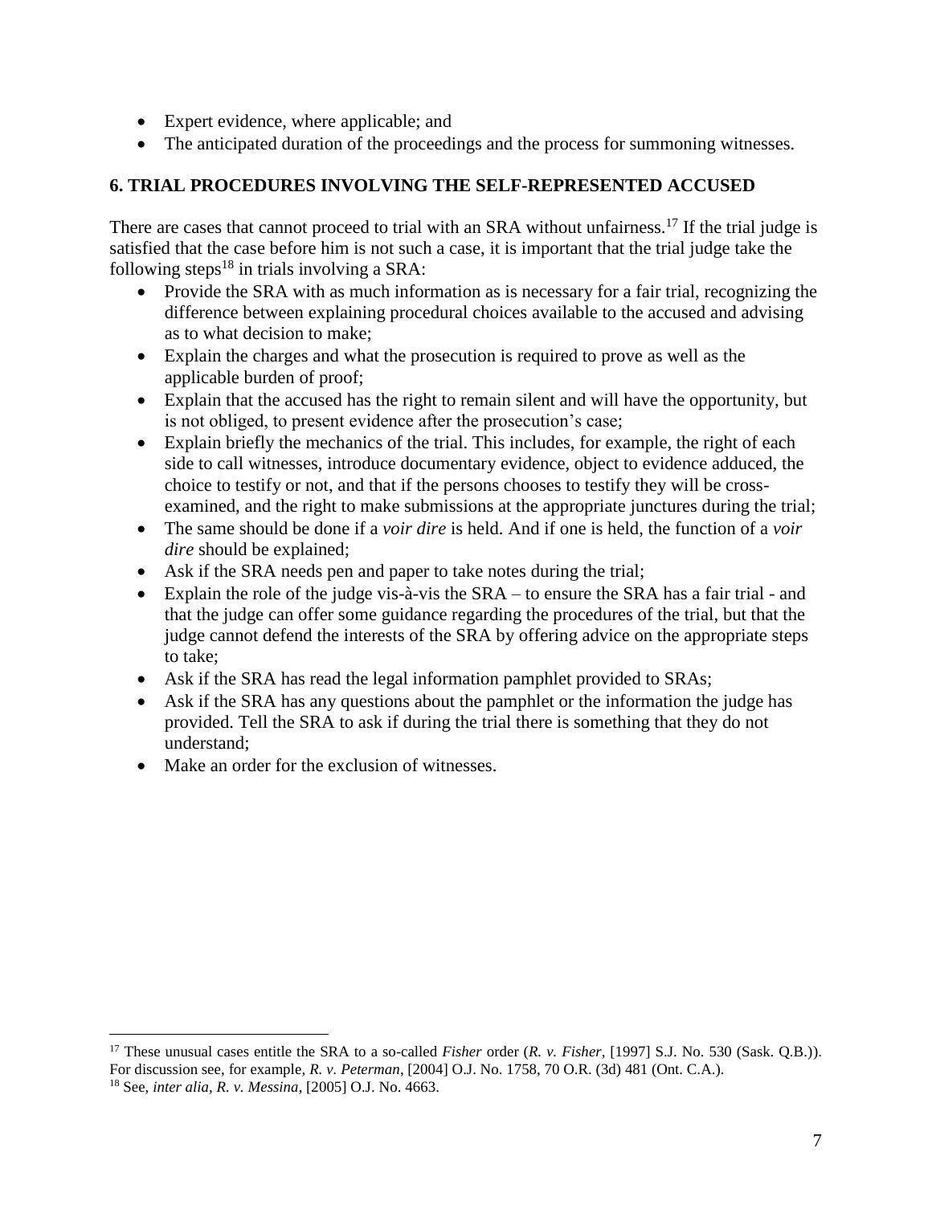- Expert evidence, where applicable; and
- The anticipated duration of the proceedings and the process for summoning witnesses.

## 6. TRIAL PROCEDURES INVOLVING THE SELF-REPRESENTED ACCUSED

There are cases that cannot proceed to trial with an SRA without unfairness.[17] If the trial judge is satisfied that the case before him is not such a case, it is important that the trial judge take the following steps[18] in trials involving a SRA:

- Provide the SRA with as much information as is necessary for a fair trial, recognizing the difference between explaining procedural choices available to the accused and advising as to what decision to make;
- Explain the charges and what the prosecution is required to prove as well as the applicable burden of proof;
- Explain that the accused has the right to remain silent and will have the opportunity, but is not obliged, to present evidence after the prosecution's case;
- Explain briefly the mechanics of the trial. This includes, for example, the right of each side to call witnesses, introduce documentary evidence, object to evidence adduced, the choice to testify or not, and that if the persons chooses to testify they will be cross-examined, and the right to make submissions at the appropriate junctures during the trial;
- The same should be done if a *voir dire* is held. And if one is held, the function of a *voir dire* should be explained;
- Ask if the SRA needs pen and paper to take notes during the trial;
- Explain the role of the judge vis-à-vis the SRA – to ensure the SRA has a fair trial - and that the judge can offer some guidance regarding the procedures of the trial, but that the judge cannot defend the interests of the SRA by offering advice on the appropriate steps to take;
- Ask if the SRA has read the legal information pamphlet provided to SRAs;
- Ask if the SRA has any questions about the pamphlet or the information the judge has provided. Tell the SRA to ask if during the trial there is something that they do not understand;
- Make an order for the exclusion of witnesses.

---

[17] These unusual cases entitle the SRA to a so-called *Fisher* order (*R. v. Fisher*, [1997] S.J. No. 530 (Sask. Q.B.)). For discussion see, for example, *R. v. Peterman*, [2004] O.J. No. 1758, 70 O.R. (3d) 481 (Ont. C.A.).

[18] See, *inter alia*, *R. v. Messina*, [2005] O.J. No. 4663.